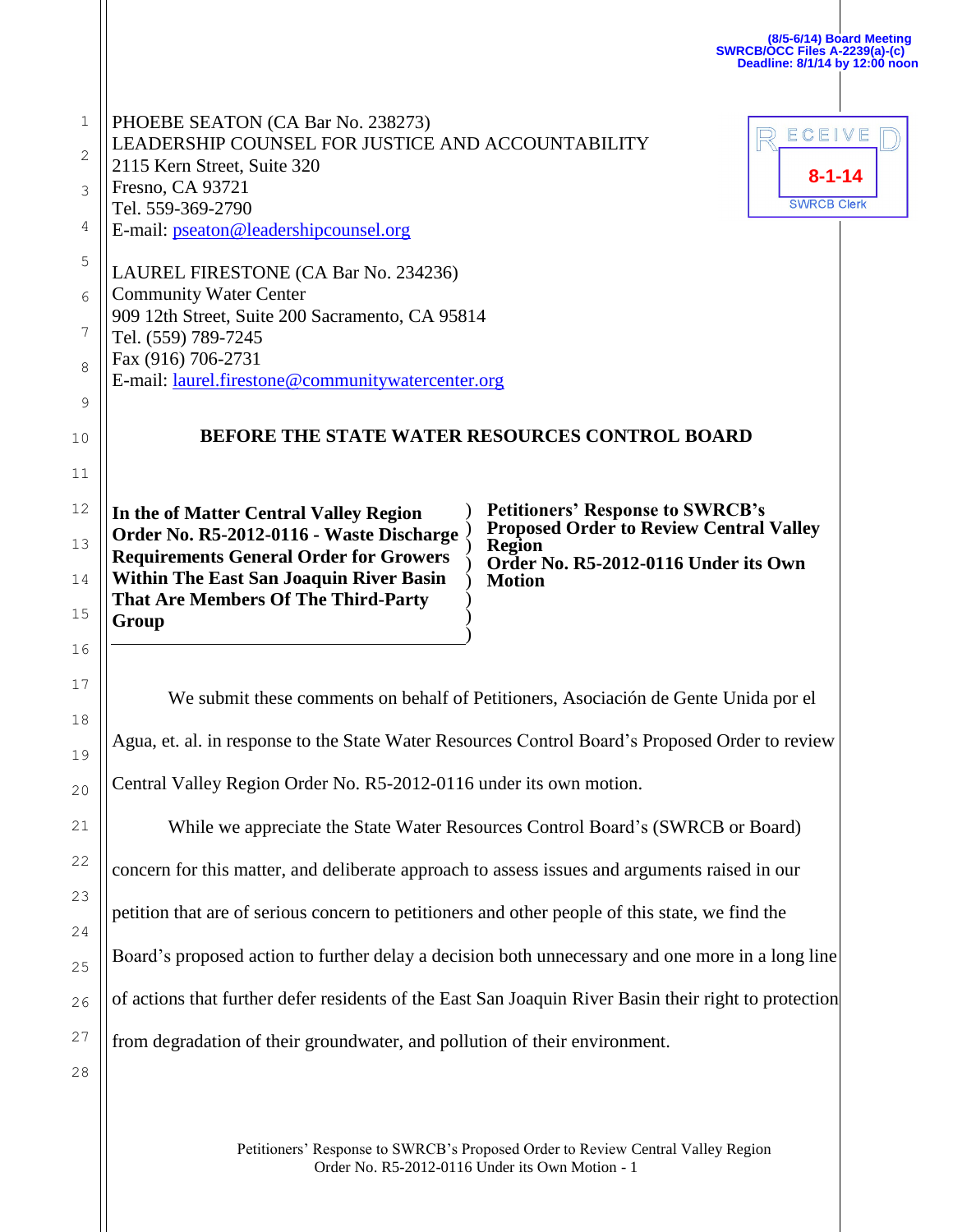(8/5-6/14) Board Meeting
SWRCB/OCC Files A-2239(a)-(c)
Deadline: 8/1/14 by 12:00 noon

RECEIVED
8-1-14
SWRCB Clerk

PHOEBE SEATON (CA Bar No. 238273)
LEADERSHIP COUNSEL FOR JUSTICE AND ACCOUNTABILITY
2115 Kern Street, Suite 320
Fresno, CA 93721
Tel. 559-369-2790
E-mail: pseaton@leadershipcounsel.org

LAUREL FIRESTONE (CA Bar No. 234236)
Community Water Center
909 12th Street, Suite 200 Sacramento, CA 95814
Tel. (559) 789-7245
Fax (916) 706-2731
E-mail: laurel.firestone@communitywatercenter.org

**BEFORE THE STATE WATER RESOURCES CONTROL BOARD**

| **In the of Matter Central Valley Region Order No. R5-2012-0116 - Waste Discharge Requirements General Order for Growers Within The East San Joaquin River Basin That Are Members Of The Third-Party Group** | **Petitioners' Response to SWRCB's Proposed Order to Review Central Valley Region Order No. R5-2012-0116 Under its Own Motion** |
|---|---|

We submit these comments on behalf of Petitioners, Asociación de Gente Unida por el Agua, et. al. in response to the State Water Resources Control Board's Proposed Order to review Central Valley Region Order No. R5-2012-0116 under its own motion.

While we appreciate the State Water Resources Control Board's (SWRCB or Board) concern for this matter, and deliberate approach to assess issues and arguments raised in our petition that are of serious concern to petitioners and other people of this state, we find the Board's proposed action to further delay a decision both unnecessary and one more in a long line of actions that further defer residents of the East San Joaquin River Basin their right to protection from degradation of their groundwater, and pollution of their environment.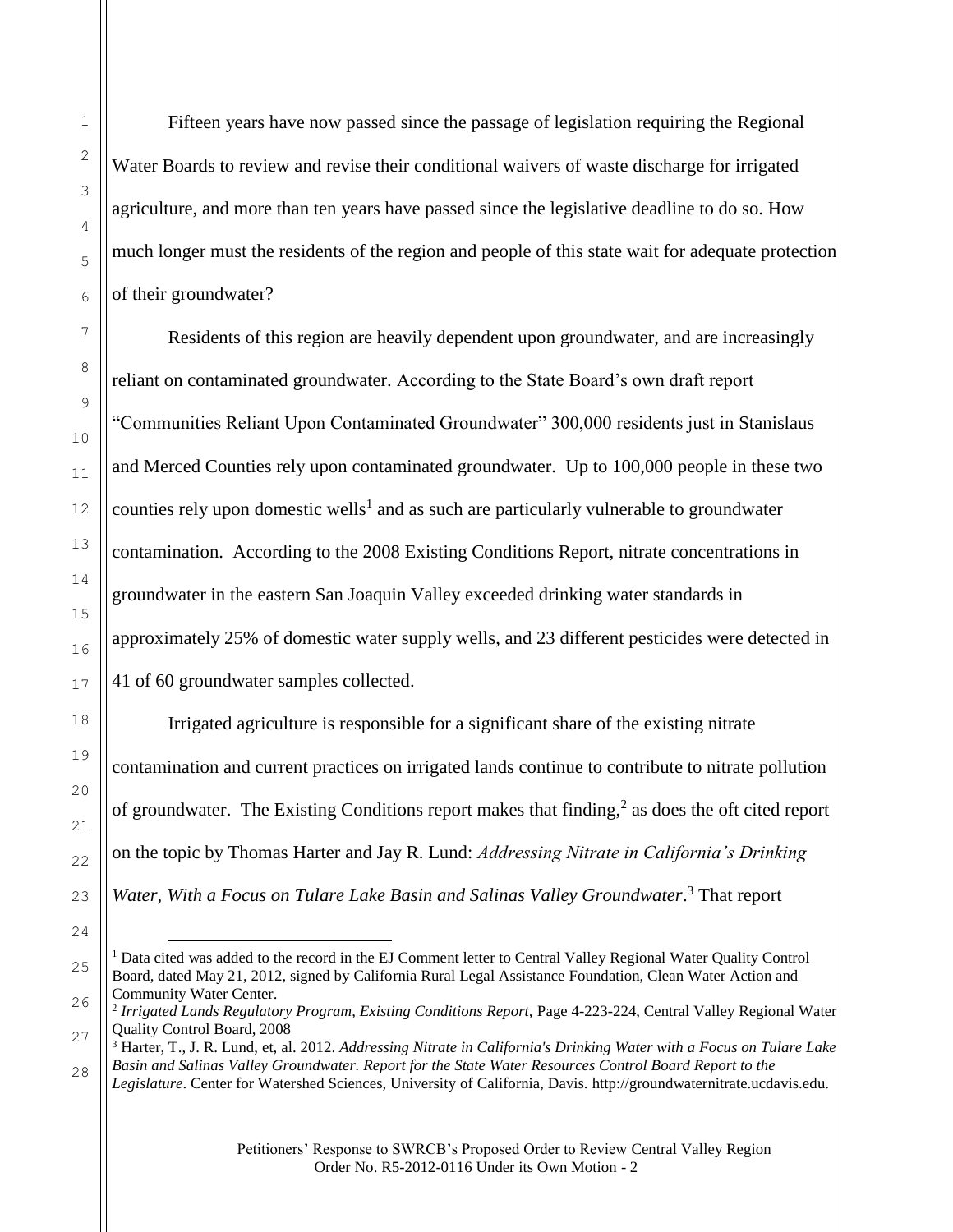Fifteen years have now passed since the passage of legislation requiring the Regional Water Boards to review and revise their conditional waivers of waste discharge for irrigated agriculture, and more than ten years have passed since the legislative deadline to do so. How much longer must the residents of the region and people of this state wait for adequate protection of their groundwater?

Residents of this region are heavily dependent upon groundwater, and are increasingly reliant on contaminated groundwater. According to the State Board's own draft report "Communities Reliant Upon Contaminated Groundwater" 300,000 residents just in Stanislaus and Merced Counties rely upon contaminated groundwater. Up to 100,000 people in these two counties rely upon domestic wells[1] and as such are particularly vulnerable to groundwater contamination. According to the 2008 Existing Conditions Report, nitrate concentrations in groundwater in the eastern San Joaquin Valley exceeded drinking water standards in approximately 25% of domestic water supply wells, and 23 different pesticides were detected in 41 of 60 groundwater samples collected.

Irrigated agriculture is responsible for a significant share of the existing nitrate contamination and current practices on irrigated lands continue to contribute to nitrate pollution of groundwater. The Existing Conditions report makes that finding,[2] as does the oft cited report on the topic by Thomas Harter and Jay R. Lund: *Addressing Nitrate in California's Drinking Water, With a Focus on Tulare Lake Basin and Salinas Valley Groundwater*.[3] That report

---

[1] Data cited was added to the record in the EJ Comment letter to Central Valley Regional Water Quality Control Board, dated May 21, 2012, signed by California Rural Legal Assistance Foundation, Clean Water Action and Community Water Center.

[2] *Irrigated Lands Regulatory Program, Existing Conditions Report,* Page 4-223-224, Central Valley Regional Water Quality Control Board, 2008

[3] Harter, T., J. R. Lund, et, al. 2012. *Addressing Nitrate in California's Drinking Water with a Focus on Tulare Lake Basin and Salinas Valley Groundwater. Report for the State Water Resources Control Board Report to the Legislature*. Center for Watershed Sciences, University of California, Davis. http://groundwaternitrate.ucdavis.edu.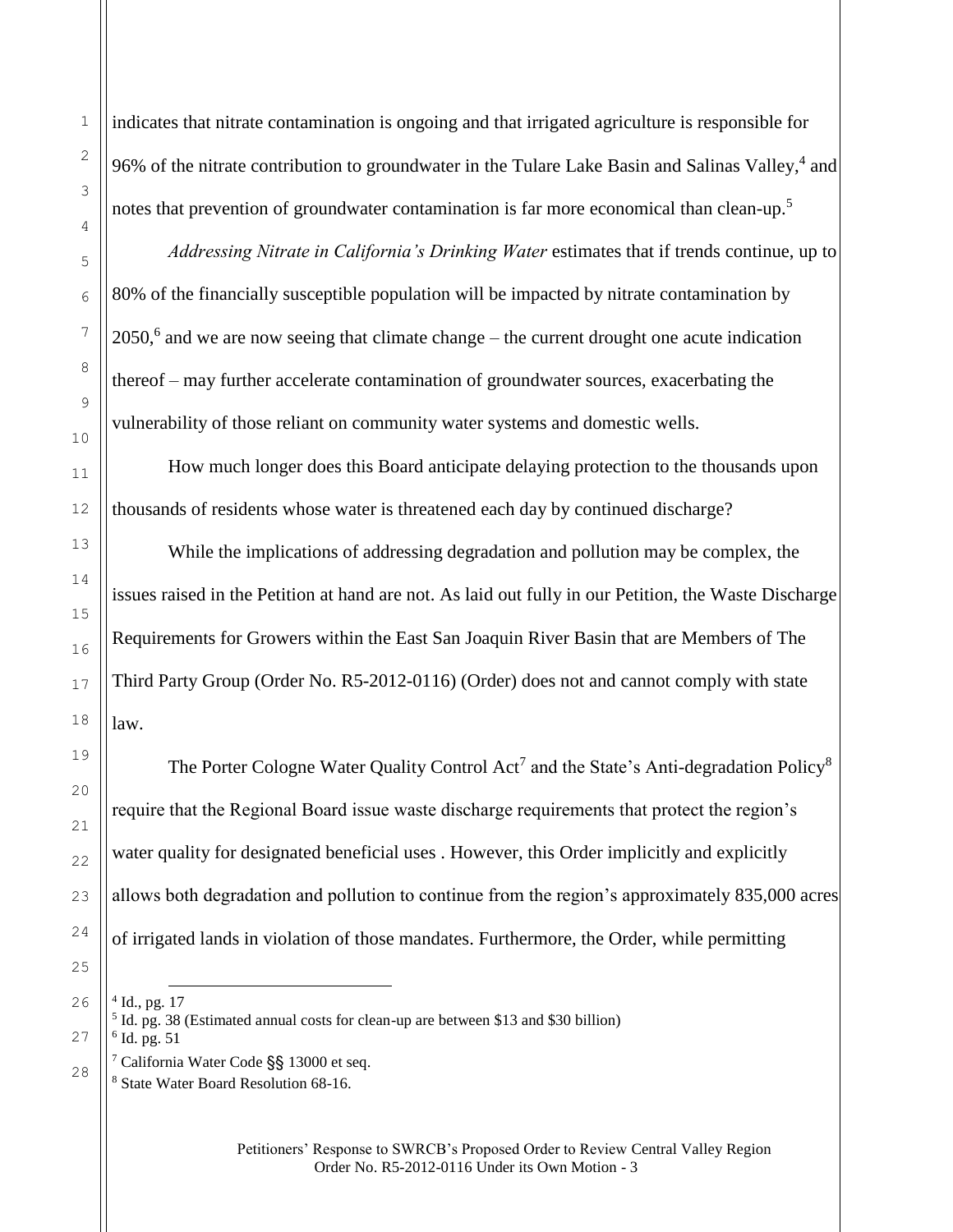indicates that nitrate contamination is ongoing and that irrigated agriculture is responsible for 96% of the nitrate contribution to groundwater in the Tulare Lake Basin and Salinas Valley,[4] and notes that prevention of groundwater contamination is far more economical than clean-up.[5]

*Addressing Nitrate in California's Drinking Water* estimates that if trends continue, up to 80% of the financially susceptible population will be impacted by nitrate contamination by 2050,[6] and we are now seeing that climate change – the current drought one acute indication thereof – may further accelerate contamination of groundwater sources, exacerbating the vulnerability of those reliant on community water systems and domestic wells.

How much longer does this Board anticipate delaying protection to the thousands upon thousands of residents whose water is threatened each day by continued discharge?

While the implications of addressing degradation and pollution may be complex, the issues raised in the Petition at hand are not. As laid out fully in our Petition, the Waste Discharge Requirements for Growers within the East San Joaquin River Basin that are Members of The Third Party Group (Order No. R5-2012-0116) (Order) does not and cannot comply with state law.

The Porter Cologne Water Quality Control Act[7] and the State's Anti-degradation Policy[8] require that the Regional Board issue waste discharge requirements that protect the region's water quality for designated beneficial uses . However, this Order implicitly and explicitly allows both degradation and pollution to continue from the region's approximately 835,000 acres of irrigated lands in violation of those mandates. Furthermore, the Order, while permitting

---

[4] Id., pg. 17

[5] Id. pg. 38 (Estimated annual costs for clean-up are between $13 and $30 billion)

[6] Id. pg. 51

[7] California Water Code §§ 13000 et seq.

[8] State Water Board Resolution 68-16.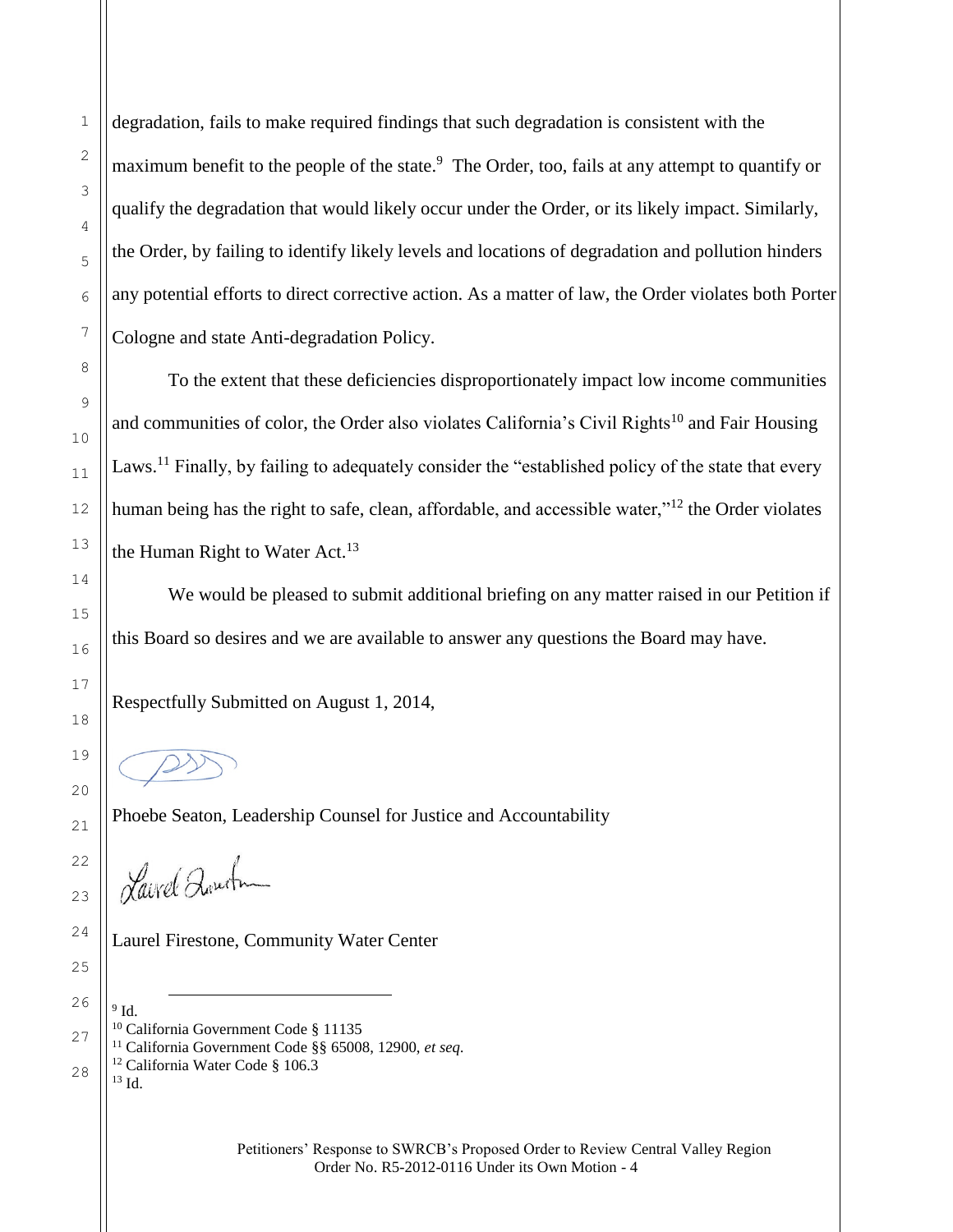degradation, fails to make required findings that such degradation is consistent with the maximum benefit to the people of the state.[9] The Order, too, fails at any attempt to quantify or qualify the degradation that would likely occur under the Order, or its likely impact. Similarly, the Order, by failing to identify likely levels and locations of degradation and pollution hinders any potential efforts to direct corrective action. As a matter of law, the Order violates both Porter Cologne and state Anti-degradation Policy.

To the extent that these deficiencies disproportionately impact low income communities and communities of color, the Order also violates California's Civil Rights[10] and Fair Housing Laws.[11] Finally, by failing to adequately consider the "established policy of the state that every human being has the right to safe, clean, affordable, and accessible water,"[12] the Order violates the Human Right to Water Act.[13]

We would be pleased to submit additional briefing on any matter raised in our Petition if this Board so desires and we are available to answer any questions the Board may have.

Respectfully Submitted on August 1, 2014,

Phoebe Seaton, Leadership Counsel for Justice and Accountability

Laurel Firestone, Community Water Center

---

[9] Id.
[10] California Government Code § 11135
[11] California Government Code §§ 65008, 12900, *et seq.*
[12] California Water Code § 106.3
[13] Id.